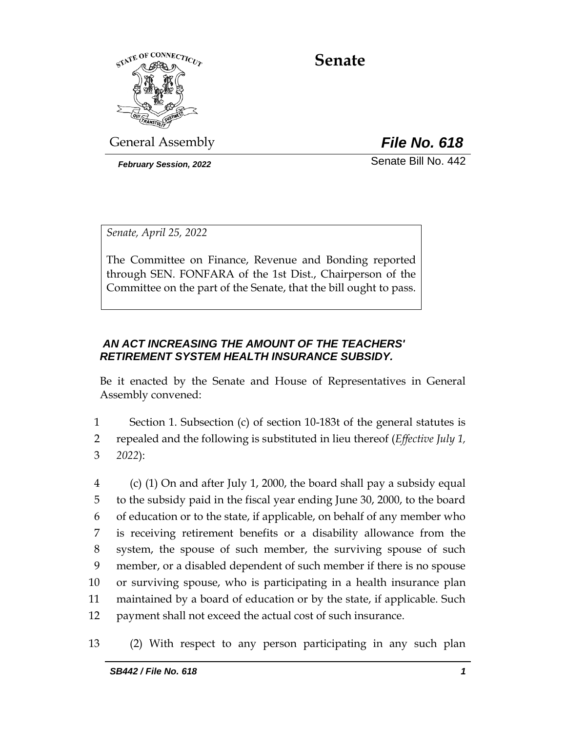# Senate

General Assembly

***File No. 618***

***February Session, 2022***

Senate Bill No. 442

*Senate, April 25, 2022*

The Committee on Finance, Revenue and Bonding reported through SEN. FONFARA of the 1st Dist., Chairperson of the Committee on the part of the Senate, that the bill ought to pass.

***AN ACT INCREASING THE AMOUNT OF THE TEACHERS' RETIREMENT SYSTEM HEALTH INSURANCE SUBSIDY.***

Be it enacted by the Senate and House of Representatives in General Assembly convened:

1 Section 1. Subsection (c) of section 10-183t of the general statutes is
2 repealed and the following is substituted in lieu thereof (*Effective July 1,*
3 *2022*):

4 (c) (1) On and after July 1, 2000, the board shall pay a subsidy equal
5 to the subsidy paid in the fiscal year ending June 30, 2000, to the board
6 of education or to the state, if applicable, on behalf of any member who
7 is receiving retirement benefits or a disability allowance from the
8 system, the spouse of such member, the surviving spouse of such
9 member, or a disabled dependent of such member if there is no spouse
10 or surviving spouse, who is participating in a health insurance plan
11 maintained by a board of education or by the state, if applicable. Such
12 payment shall not exceed the actual cost of such insurance.

13 (2) With respect to any person participating in any such plan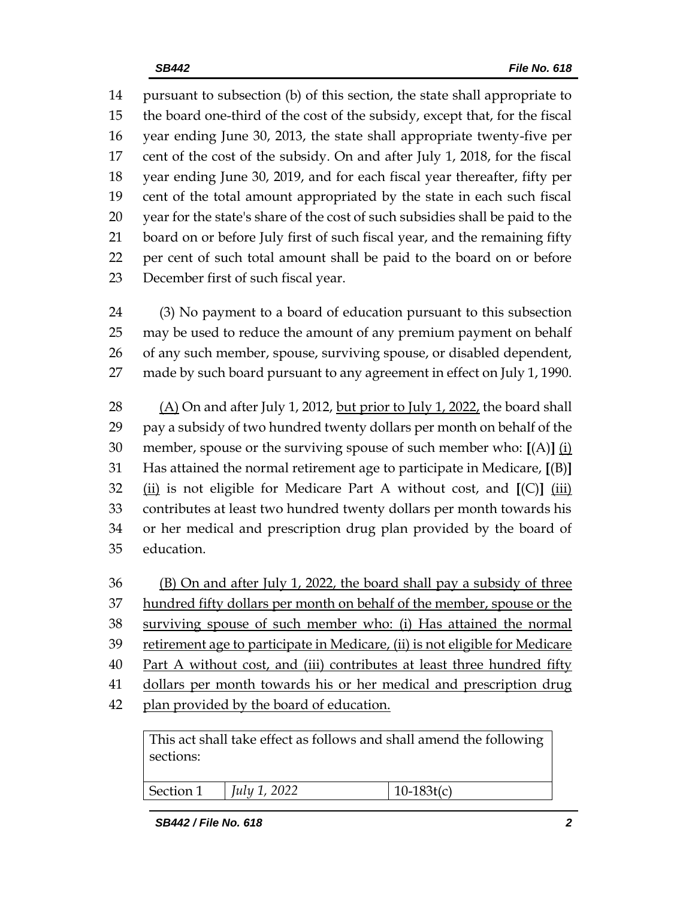pursuant to subsection (b) of this section, the state shall appropriate to the board one-third of the cost of the subsidy, except that, for the fiscal year ending June 30, 2013, the state shall appropriate twenty-five per cent of the cost of the subsidy. On and after July 1, 2018, for the fiscal year ending June 30, 2019, and for each fiscal year thereafter, fifty per cent of the total amount appropriated by the state in each such fiscal year for the state's share of the cost of such subsidies shall be paid to the board on or before July first of such fiscal year, and the remaining fifty per cent of such total amount shall be paid to the board on or before December first of such fiscal year.

(3) No payment to a board of education pursuant to this subsection may be used to reduce the amount of any premium payment on behalf of any such member, spouse, surviving spouse, or disabled dependent, made by such board pursuant to any agreement in effect on July 1, 1990.

<u>(A)</u> On and after July 1, 2012, <u>but prior to July 1, 2022,</u> the board shall pay a subsidy of two hundred twenty dollars per month on behalf of the member, spouse or the surviving spouse of such member who: **[**(A)**]** <u>(i)</u> Has attained the normal retirement age to participate in Medicare, **[**(B)**]** <u>(ii)</u> is not eligible for Medicare Part A without cost, and **[**(C)**]** <u>(iii)</u> contributes at least two hundred twenty dollars per month towards his or her medical and prescription drug plan provided by the board of education.

<u>(B) On and after July 1, 2022, the board shall pay a subsidy of three hundred fifty dollars per month on behalf of the member, spouse or the surviving spouse of such member who: (i) Has attained the normal retirement age to participate in Medicare, (ii) is not eligible for Medicare Part A without cost, and (iii) contributes at least three hundred fifty dollars per month towards his or her medical and prescription drug plan provided by the board of education.</u>

| This act shall take effect as follows and shall amend the following sections: | | |
|---|---|---|
| Section 1 | *July 1, 2022* | 10-183t(c) |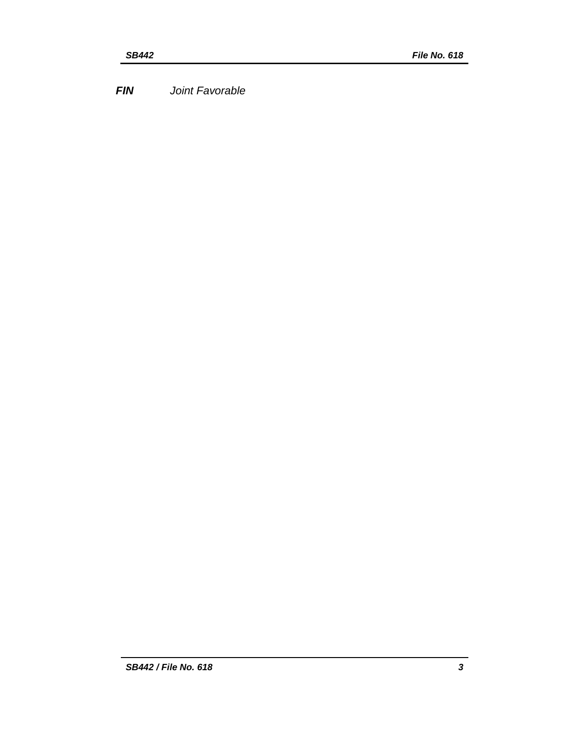***FIN*** *Joint Favorable*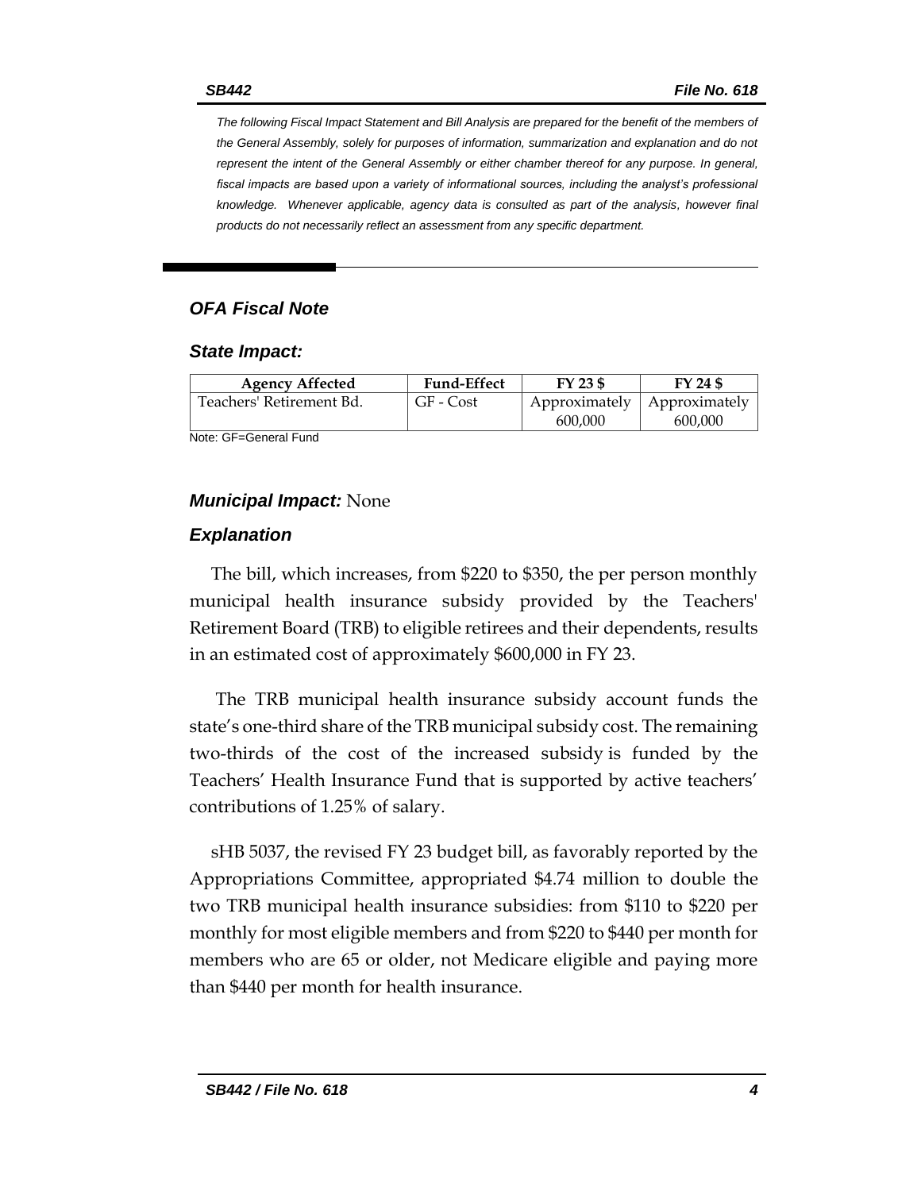*The following Fiscal Impact Statement and Bill Analysis are prepared for the benefit of the members of the General Assembly, solely for purposes of information, summarization and explanation and do not represent the intent of the General Assembly or either chamber thereof for any purpose. In general, fiscal impacts are based upon a variety of informational sources, including the analyst's professional knowledge. Whenever applicable, agency data is consulted as part of the analysis, however final products do not necessarily reflect an assessment from any specific department.*

## *OFA Fiscal Note*

### *State Impact:*

| Agency Affected | Fund-Effect | FY 23 $ | FY 24 $ |
|---|---|---|---|
| Teachers' Retirement Bd. | GF - Cost | Approximately 600,000 | Approximately 600,000 |

Note: GF=General Fund

***Municipal Impact:*** None

### *Explanation*

The bill, which increases, from $220 to $350, the per person monthly municipal health insurance subsidy provided by the Teachers' Retirement Board (TRB) to eligible retirees and their dependents, results in an estimated cost of approximately $600,000 in FY 23.

The TRB municipal health insurance subsidy account funds the state's one-third share of the TRB municipal subsidy cost. The remaining two-thirds of the cost of the increased subsidy is funded by the Teachers' Health Insurance Fund that is supported by active teachers' contributions of 1.25% of salary.

sHB 5037, the revised FY 23 budget bill, as favorably reported by the Appropriations Committee, appropriated $4.74 million to double the two TRB municipal health insurance subsidies: from $110 to $220 per monthly for most eligible members and from $220 to $440 per month for members who are 65 or older, not Medicare eligible and paying more than $440 per month for health insurance.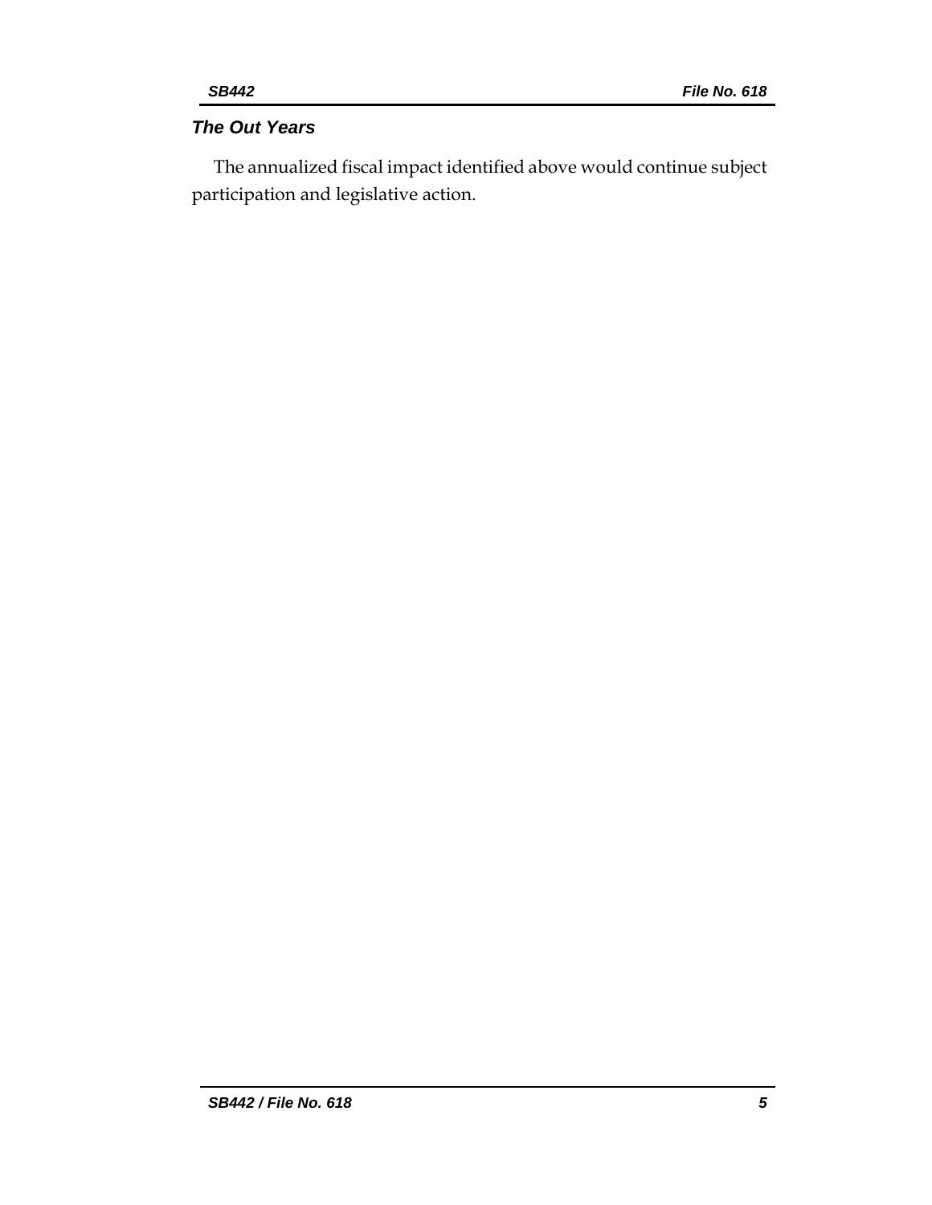### *The Out Years*

The annualized fiscal impact identified above would continue subject participation and legislative action.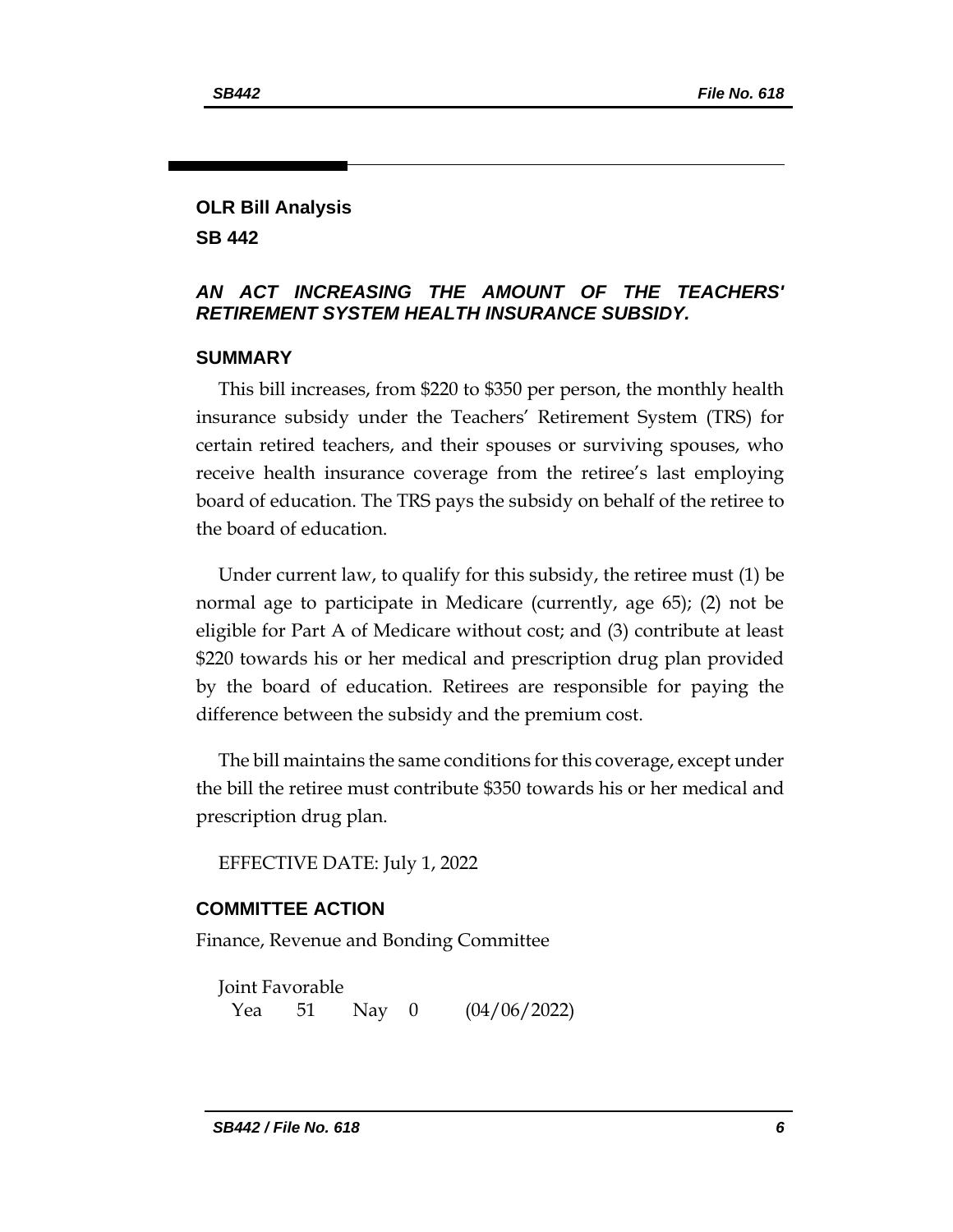## OLR Bill Analysis

## SB 442

### *AN ACT INCREASING THE AMOUNT OF THE TEACHERS' RETIREMENT SYSTEM HEALTH INSURANCE SUBSIDY.*

### SUMMARY

This bill increases, from $220 to $350 per person, the monthly health insurance subsidy under the Teachers' Retirement System (TRS) for certain retired teachers, and their spouses or surviving spouses, who receive health insurance coverage from the retiree's last employing board of education. The TRS pays the subsidy on behalf of the retiree to the board of education.

Under current law, to qualify for this subsidy, the retiree must (1) be normal age to participate in Medicare (currently, age 65); (2) not be eligible for Part A of Medicare without cost; and (3) contribute at least $220 towards his or her medical and prescription drug plan provided by the board of education. Retirees are responsible for paying the difference between the subsidy and the premium cost.

The bill maintains the same conditions for this coverage, except under the bill the retiree must contribute $350 towards his or her medical and prescription drug plan.

EFFECTIVE DATE: July 1, 2022

### COMMITTEE ACTION

Finance, Revenue and Bonding Committee

Joint Favorable
Yea 51 Nay 0 (04/06/2022)